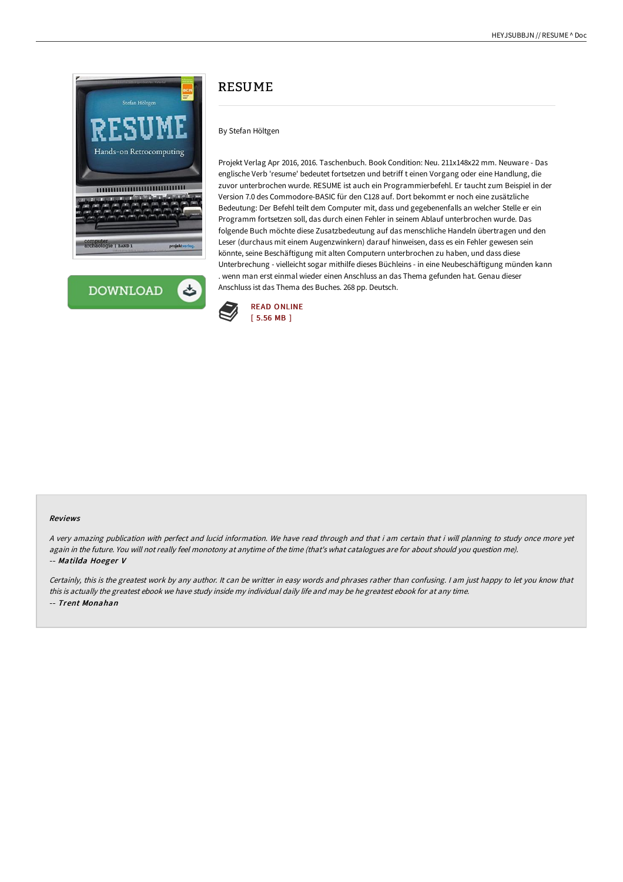# RESUME

By Stefan Höltgen

Projekt Verlag Apr 2016, 2016. Taschenbuch. Book Condition: Neu. 211x148x22 mm. Neuware - Das englische Verb 'resume' bedeutet fortsetzen und betrifft einen Vorgang oder eine Handlung, die zuvor unterbrochen wurde. RESUME ist auch ein Programmierbefehl. Er taucht zum Beispiel in der Version 7.0 des Commodore-BASIC für den C128 auf. Dort bekommt er noch eine zusätzliche Bedeutung: Der Befehl teilt dem Computer mit, dass und gegebenenfalls an welcher Stelle er ein Programm fortsetzen soll, das durch einen Fehler in seinem Ablauf unterbrochen wurde. Das folgende Buch möchte diese Zusatzbedeutung auf das menschliche Handeln übertragen und den Leser (durchaus mit einem Augenzwinkern) darauf hinweisen, dass es ein Fehler gewesen sein könnte, seine Beschäftigung mit alten Computern unterbrochen zu haben, und dass diese Unterbrechung - vielleicht sogar mithilfe dieses Büchleins - in eine Neubeschäftigung münden kann . wenn man erst einmal wieder einen Anschluss an das Thema gefunden hat. Genau dieser Anschluss ist das Thema des Buches. 268 pp. Deutsch.

READ ONLINE
[ 5.56 MB ]

### Reviews

*A very amazing publication with perfect and lucid information. We have read through and that i am certain that i will planning to study once more yet again in the future. You will not really feel monotony at anytime of the time (that's what catalogues are for about should you question me).*
-- ***Matilda Hoeger V***

*Certainly, this is the greatest work by any author. It can be writter in easy words and phrases rather than confusing. I am just happy to let you know that this is actually the greatest ebook we have study inside my individual daily life and may be he greatest ebook for at any time.*
-- ***Trent Monahan***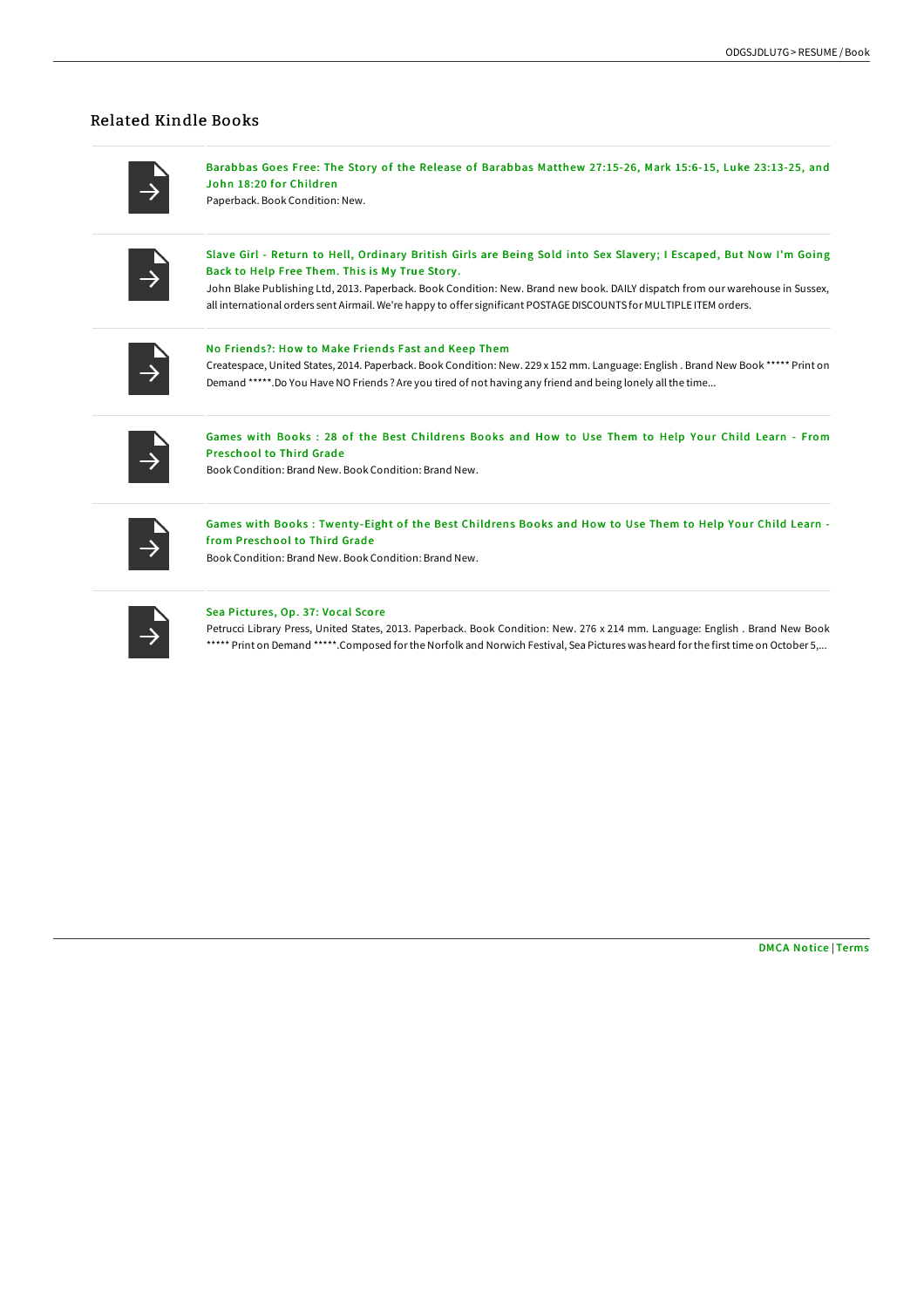## Related Kindle Books

**Barabbas Goes Free: The Story of the Release of Barabbas Matthew 27:15-26, Mark 15:6-15, Luke 23:13-25, and John 18:20 for Children**

Paperback. Book Condition: New.

**Slave Girl - Return to Hell, Ordinary British Girls are Being Sold into Sex Slavery; I Escaped, But Now I'm Going Back to Help Free Them. This is My True Story.**

John Blake Publishing Ltd, 2013. Paperback. Book Condition: New. Brand new book. DAILY dispatch from our warehouse in Sussex, all international orders sent Airmail. We're happy to offer significant POSTAGE DISCOUNTS for MULTIPLE ITEM orders.

**No Friends?: How to Make Friends Fast and Keep Them**

Createspace, United States, 2014. Paperback. Book Condition: New. 229 x 152 mm. Language: English . Brand New Book ***** Print on Demand *****.Do You Have NO Friends ? Are you tired of not having any friend and being lonely all the time...

**Games with Books : 28 of the Best Childrens Books and How to Use Them to Help Your Child Learn - From Preschool to Third Grade**

Book Condition: Brand New. Book Condition: Brand New.

**Games with Books : Twenty-Eight of the Best Childrens Books and How to Use Them to Help Your Child Learn - from Preschool to Third Grade**

Book Condition: Brand New. Book Condition: Brand New.

**Sea Pictures, Op. 37: Vocal Score**

Petrucci Library Press, United States, 2013. Paperback. Book Condition: New. 276 x 214 mm. Language: English . Brand New Book ***** Print on Demand *****.Composed for the Norfolk and Norwich Festival, Sea Pictures was heard for the first time on October 5,...

DMCA Notice | Terms